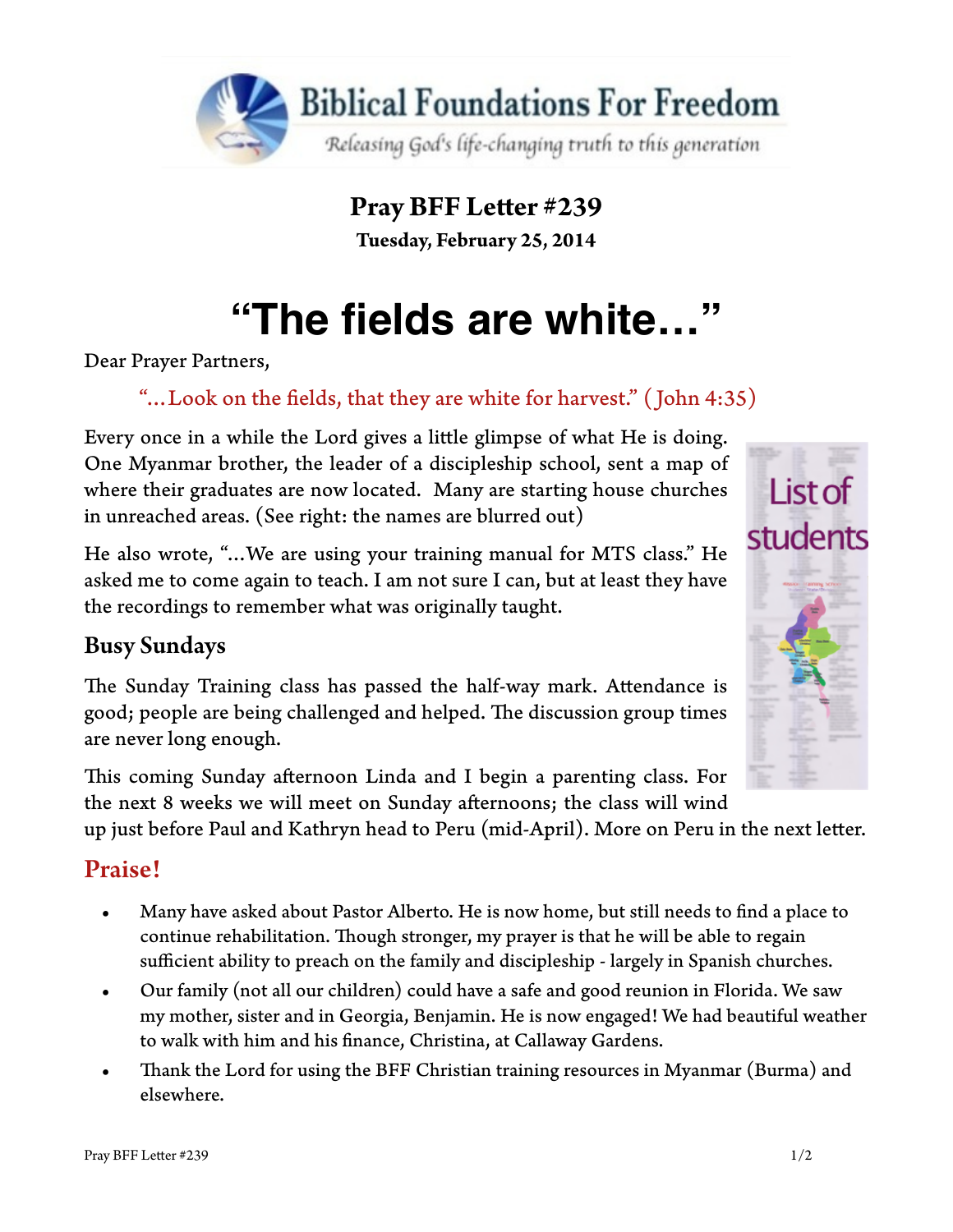Biblical Foundations For Freedom

*Releasing God's life-changing truth to this generation*

**Pray BFF Letter #239**

**Tuesday, February 25, 2014**

# "The fields are white…"

Dear Prayer Partners,

"…Look on the fields, that they are white for harvest." (John 4:35)

Every once in a while the Lord gives a little glimpse of what He is doing. One Myanmar brother, the leader of a discipleship school, sent a map of where their graduates are now located. Many are starting house churches in unreached areas. (See right: the names are blurred out)

List of students

He also wrote, "…We are using your training manual for MTS class." He asked me to come again to teach. I am not sure I can, but at least they have the recordings to remember what was originally taught.

## Busy Sundays

The Sunday Training class has passed the half-way mark. Attendance is good; people are being challenged and helped. The discussion group times are never long enough.

This coming Sunday afternoon Linda and I begin a parenting class. For the next 8 weeks we will meet on Sunday afternoons; the class will wind up just before Paul and Kathryn head to Peru (mid-April). More on Peru in the next letter.

## Praise!

- Many have asked about Pastor Alberto. He is now home, but still needs to find a place to continue rehabilitation. Though stronger, my prayer is that he will be able to regain sufficient ability to preach on the family and discipleship - largely in Spanish churches.
- Our family (not all our children) could have a safe and good reunion in Florida. We saw my mother, sister and in Georgia, Benjamin. He is now engaged! We had beautiful weather to walk with him and his finance, Christina, at Callaway Gardens.
- Thank the Lord for using the BFF Christian training resources in Myanmar (Burma) and elsewhere.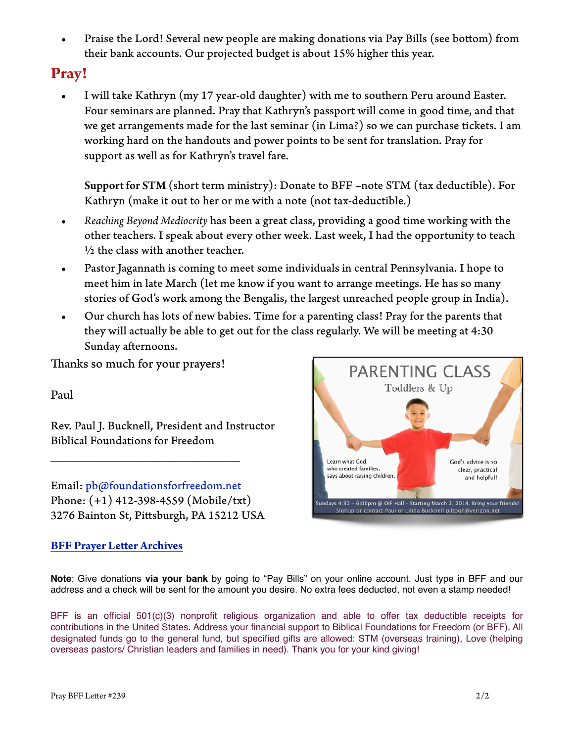- Praise the Lord! Several new people are making donations via Pay Bills (see bottom) from their bank accounts. Our projected budget is about 15% higher this year.

## Pray!

- I will take Kathryn (my 17 year-old daughter) with me to southern Peru around Easter. Four seminars are planned. Pray that Kathryn's passport will come in good time, and that we get arrangements made for the last seminar (in Lima?) so we can purchase tickets. I am working hard on the handouts and power points to be sent for translation. Pray for support as well as for Kathryn's travel fare.

  **Support for STM** (short term ministry): Donate to BFF –note STM (tax deductible). For Kathryn (make it out to her or me with a note (not tax-deductible.)

- *Reaching Beyond Mediocrity* has been a great class, providing a good time working with the other teachers. I speak about every other week. Last week, I had the opportunity to teach ½ the class with another teacher.
- Pastor Jagannath is coming to meet some individuals in central Pennsylvania. I hope to meet him in late March (let me know if you want to arrange meetings. He has so many stories of God's work among the Bengalis, the largest unreached people group in India).
- Our church has lots of new babies. Time for a parenting class! Pray for the parents that they will actually be able to get out for the class regularly. We will be meeting at 4:30 Sunday afternoons.

Thanks so much for your prayers!

Paul

Rev. Paul J. Bucknell, President and Instructor
Biblical Foundations for Freedom

---

Email: pb@foundationsforfreedom.net
Phone: (+1) 412-398-4559 (Mobile/txt)
3276 Bainton St, Pittsburgh, PA 15212 USA

PARENTING CLASS
Toddlers & Up
Learn what God, who created families, says about raising children.
God's advice is so clear, practical and helpful!
Sundays 4:30 – 6:00pm @ OIF Hall – Starting March 2, 2014. Bring your friends!
Signup or contact Paul or Linda Bucknell pibpgh@verizon.net

**BFF Prayer Letter Archives**

**Note**: Give donations **via your bank** by going to "Pay Bills" on your online account. Just type in BFF and our address and a check will be sent for the amount you desire. No extra fees deducted, not even a stamp needed!

BFF is an official 501(c)(3) nonprofit religious organization and able to offer tax deductible receipts for contributions in the United States. Address your financial support to Biblical Foundations for Freedom (or BFF). All designated funds go to the general fund, but specified gifts are allowed: STM (overseas training), Love (helping overseas pastors/ Christian leaders and families in need). Thank you for your kind giving!